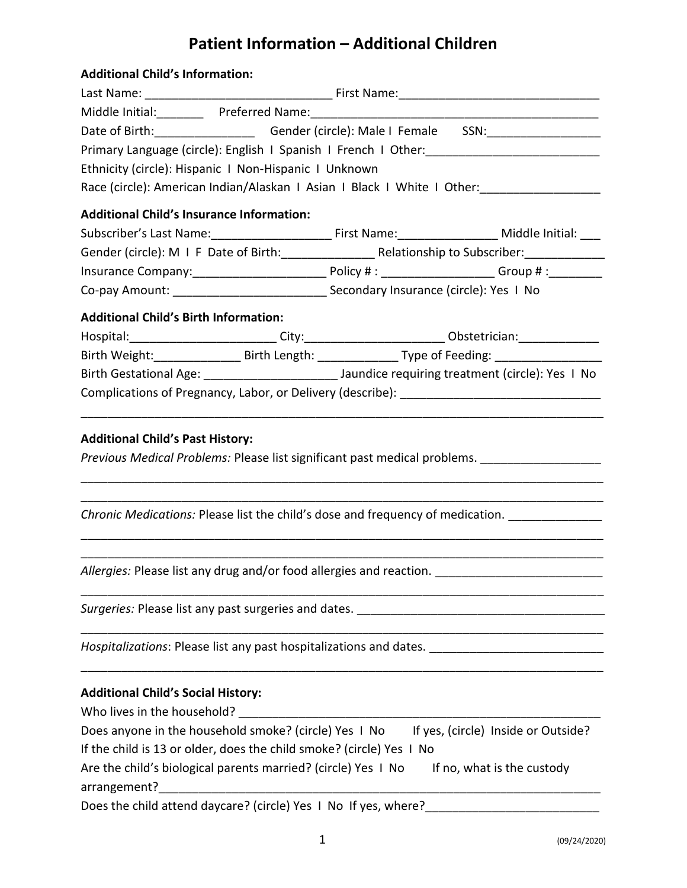# Patient Information – Additional Children

**Additional Child's Information:**

Last Name: ____________________________ First Name:______________________________

Middle Initial:_______ Preferred Name:____________________________________________

Date of Birth:_______________ Gender (circle): Male I Female SSN:_________________

Primary Language (circle): English I Spanish I French I Other:__________________________

Ethnicity (circle): Hispanic I Non-Hispanic I Unknown

Race (circle): American Indian/Alaskan I Asian I Black I White I Other:__________________

**Additional Child's Insurance Information:**

Subscriber's Last Name:__________________ First Name:_______________ Middle Initial: ___

Gender (circle): M I F Date of Birth:______________ Relationship to Subscriber:____________

Insurance Company:____________________ Policy # : _________________ Group # :________

Co-pay Amount: _______________________ Secondary Insurance (circle): Yes I No

**Additional Child's Birth Information:**

Hospital:______________________ City:_____________________ Obstetrician:____________

Birth Weight:_____________ Birth Length: ____________ Type of Feeding: ________________

Birth Gestational Age: ____________________ Jaundice requiring treatment (circle): Yes I No

Complications of Pregnancy, Labor, or Delivery (describe): ______________________________

______________________________________________________________________________

**Additional Child's Past History:**

*Previous Medical Problems:* Please list significant past medical problems. __________________

______________________________________________________________________________

______________________________________________________________________________

*Chronic Medications:* Please list the child's dose and frequency of medication. ______________

______________________________________________________________________________

______________________________________________________________________________

*Allergies:* Please list any drug and/or food allergies and reaction. _________________________

______________________________________________________________________________

*Surgeries:* Please list any past surgeries and dates. ______________________________________

______________________________________________________________________________

*Hospitalizations*: Please list any past hospitalizations and dates. __________________________

______________________________________________________________________________

**Additional Child's Social History:**

Who lives in the household? ________________________________________________________

Does anyone in the household smoke? (circle) Yes I No If yes, (circle) Inside or Outside?

If the child is 13 or older, does the child smoke? (circle) Yes I No

Are the child's biological parents married? (circle) Yes I No If no, what is the custody arrangement?______________________________________________________________________

Does the child attend daycare? (circle) Yes I No If yes, where?__________________________

(09/24/2020)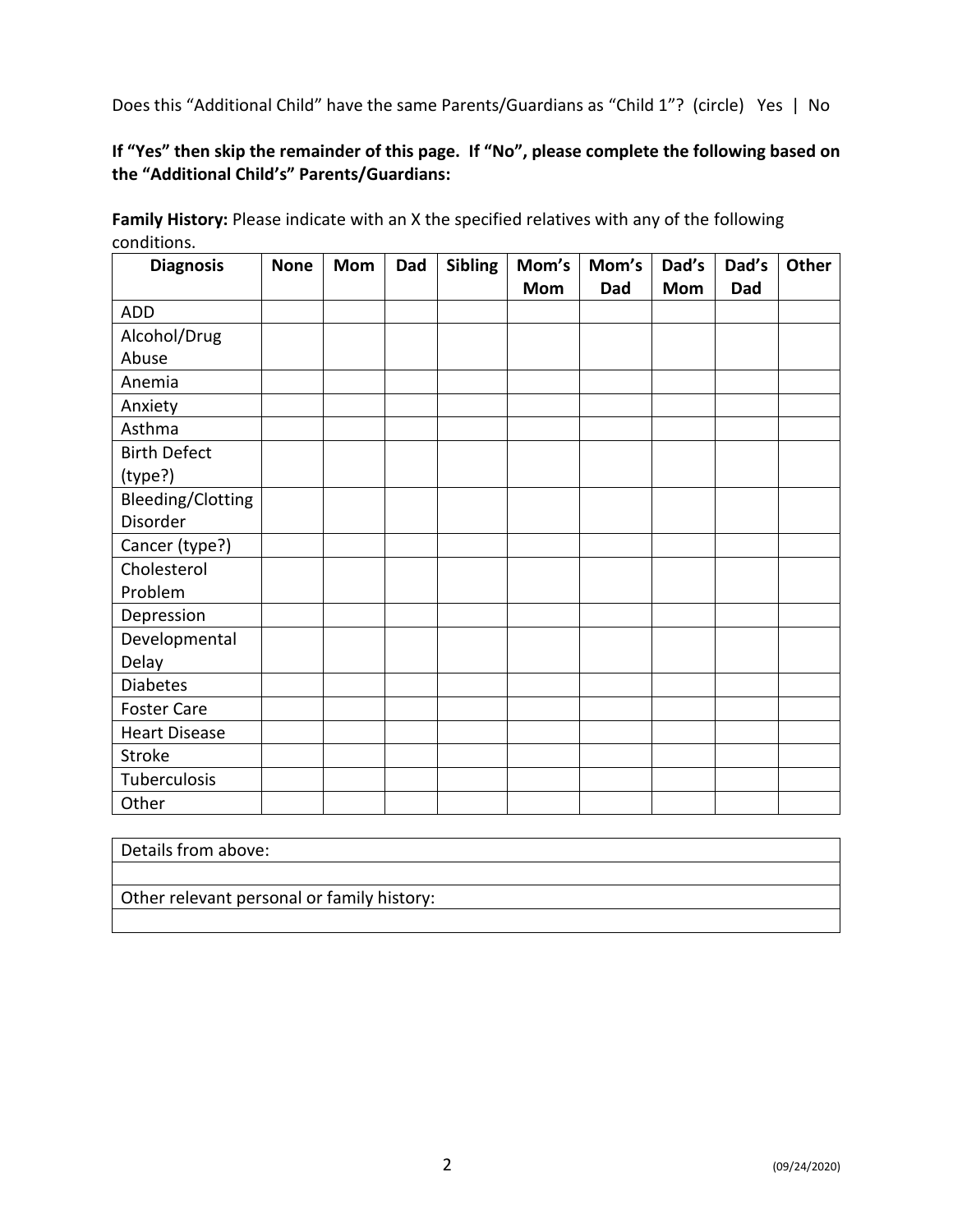Does this "Additional Child" have the same Parents/Guardians as "Child 1"? (circle) Yes | No

**If "Yes" then skip the remainder of this page. If "No", please complete the following based on the "Additional Child's" Parents/Guardians:**

**Family History:** Please indicate with an X the specified relatives with any of the following conditions.

| Diagnosis | None | Mom | Dad | Sibling | Mom's Mom | Mom's Dad | Dad's Mom | Dad's Dad | Other |
|---|---|---|---|---|---|---|---|---|---|
| ADD | | | | | | | | | |
| Alcohol/Drug Abuse | | | | | | | | | |
| Anemia | | | | | | | | | |
| Anxiety | | | | | | | | | |
| Asthma | | | | | | | | | |
| Birth Defect (type?) | | | | | | | | | |
| Bleeding/Clotting Disorder | | | | | | | | | |
| Cancer (type?) | | | | | | | | | |
| Cholesterol Problem | | | | | | | | | |
| Depression | | | | | | | | | |
| Developmental Delay | | | | | | | | | |
| Diabetes | | | | | | | | | |
| Foster Care | | | | | | | | | |
| Heart Disease | | | | | | | | | |
| Stroke | | | | | | | | | |
| Tuberculosis | | | | | | | | | |
| Other | | | | | | | | | |

| |
|---|
| Details from above: |
| |
| Other relevant personal or family history: |
| |

(09/24/2020)